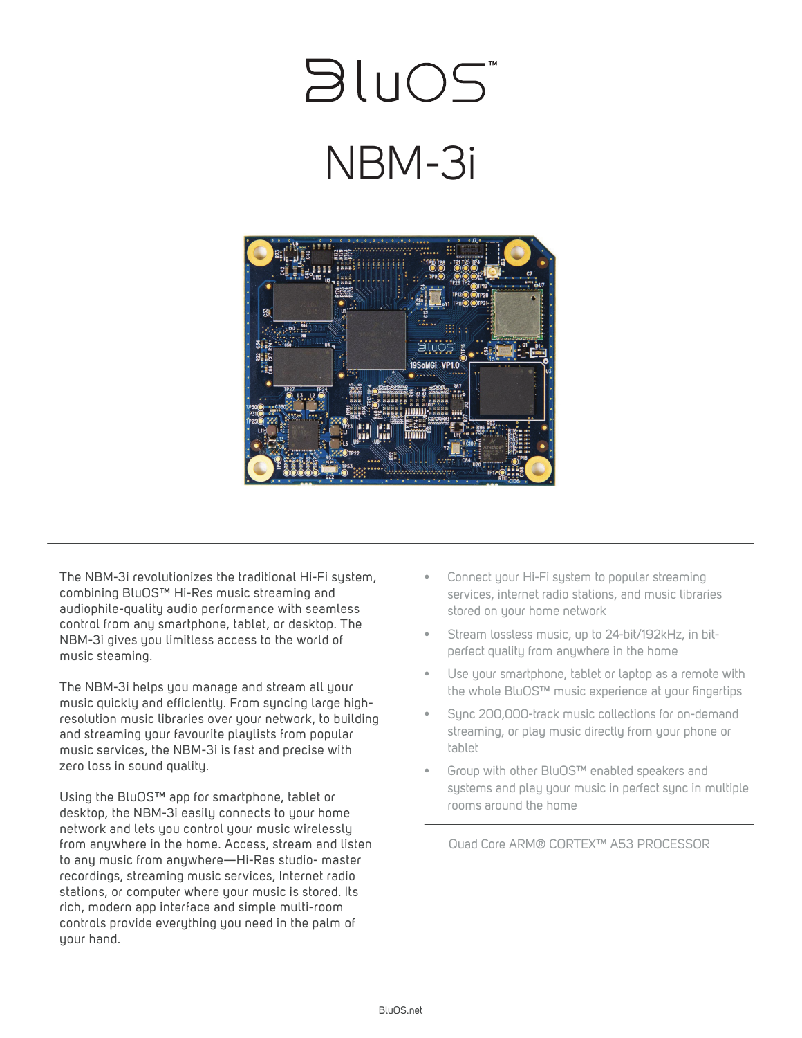# BluOS™

# NBM-3i

The NBM-3i revolutionizes the traditional Hi-Fi system, combining BluOS™ Hi-Res music streaming and audiophile-quality audio performance with seamless control from any smartphone, tablet, or desktop. The NBM-3i gives you limitless access to the world of music steaming.

The NBM-3i helps you manage and stream all your music quickly and efficiently. From syncing large high-resolution music libraries over your network, to building and streaming your favourite playlists from popular music services, the NBM-3i is fast and precise with zero loss in sound quality.

Using the BluOS™ app for smartphone, tablet or desktop, the NBM-3i easily connects to your home network and lets you control your music wirelessly from anywhere in the home. Access, stream and listen to any music from anywhere—Hi-Res studio- master recordings, streaming music services, Internet radio stations, or computer where your music is stored. Its rich, modern app interface and simple multi-room controls provide everything you need in the palm of your hand.

- Connect your Hi-Fi system to popular streaming services, internet radio stations, and music libraries stored on your home network
- Stream lossless music, up to 24-bit/192kHz, in bit-perfect quality from anywhere in the home
- Use your smartphone, tablet or laptop as a remote with the whole BluOS™ music experience at your fingertips
- Sync 200,000-track music collections for on-demand streaming, or play music directly from your phone or tablet
- Group with other BluOS™ enabled speakers and systems and play your music in perfect sync in multiple rooms around the home

Quad Core ARM® CORTEX™ A53 PROCESSOR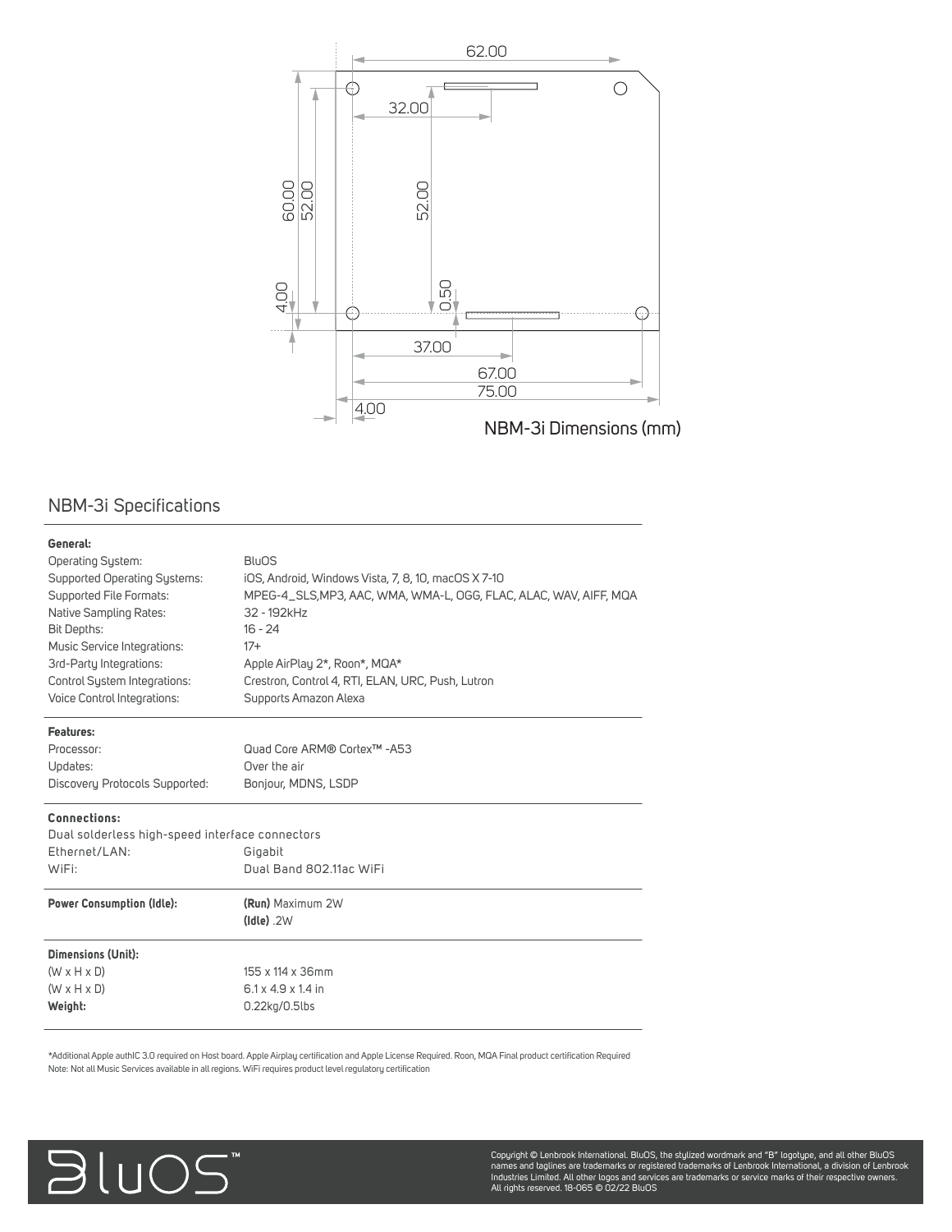62.00
32.00
60.00
52.00
52.00
4.00
0.50
37.00
67.00
75.00
4.00

NBM-3i Dimensions (mm)

## NBM-3i Specifications

| | |
|---|---|
| **General:** | |
| Operating System: | BluOS |
| Supported Operating Systems: | iOS, Android, Windows Vista, 7, 8, 10, macOS X 7-10 |
| Supported File Formats: | MPEG-4_SLS,MP3, AAC, WMA, WMA-L, OGG, FLAC, ALAC, WAV, AIFF, MQA |
| Native Sampling Rates: | 32 - 192kHz |
| Bit Depths: | 16 - 24 |
| Music Service Integrations: | 17+ |
| 3rd-Party Integrations: | Apple AirPlay 2*, Roon*, MQA* |
| Control System Integrations: | Crestron, Control 4, RTI, ELAN, URC, Push, Lutron |
| Voice Control Integrations: | Supports Amazon Alexa |
| **Features:** | |
| Processor: | Quad Core ARM® Cortex™ -A53 |
| Updates: | Over the air |
| Discovery Protocols Supported: | Bonjour, MDNS, LSDP |
| **Connections:** | |
| Dual solderless high-speed interface connectors | |
| Ethernet/LAN: | Gigabit |
| WiFi: | Dual Band 802.11ac WiFi |
| **Power Consumption (Idle):** | **(Run)** Maximum 2W<br>**(Idle)** .2W |
| **Dimensions (Unit):** | |
| (W x H x D) | 155 x 114 x 36mm |
| (W x H x D) | 6.1 x 4.9 x 1.4 in |
| **Weight:** | 0.22kg/0.5lbs |

*Additional Apple authIC 3.0 required on Host board. Apple Airplay certification and Apple License Required. Roon, MQA Final product certification Required
Note: Not all Music Services available in all regions. WiFi requires product level regulatory certification

BluOS™

Copyright © Lenbrook International. BluOS, the stylized wordmark and "B" logotype, and all other BluOS names and taglines are trademarks or registered trademarks of Lenbrook International, a division of Lenbrook Industries Limited. All other logos and services are trademarks or service marks of their respective owners. All rights reserved. 18-065 © 02/22 BluOS